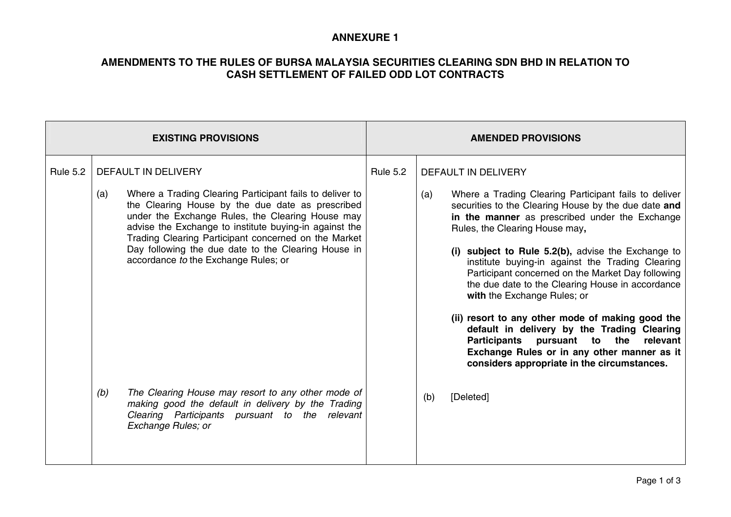**ANNEXURE 1**

**AMENDMENTS TO THE RULES OF BURSA MALAYSIA SECURITIES CLEARING SDN BHD IN RELATION TO CASH SETTLEMENT OF FAILED ODD LOT CONTRACTS**

| EXISTING PROVISIONS | | AMENDED PROVISIONS | |
|---|---|---|---|
| Rule 5.2 | DEFAULT IN DELIVERY<br><br>(a) Where a Trading Clearing Participant fails to deliver to the Clearing House by the due date as prescribed under the Exchange Rules, the Clearing House may advise the Exchange to institute buying-in against the Trading Clearing Participant concerned on the Market Day following the due date to the Clearing House in accordance *to* the Exchange Rules; or | Rule 5.2 | DEFAULT IN DELIVERY<br><br>(a) Where a Trading Clearing Participant fails to deliver securities to the Clearing House by the due date **and in the manner** as prescribed under the Exchange Rules, the Clearing House may**,**<br><br>**(i) subject to Rule 5.2(b),** advise the Exchange to institute buying-in against the Trading Clearing Participant concerned on the Market Day following the due date to the Clearing House in accordance **with** the Exchange Rules; or<br><br>**(ii) resort to any other mode of making good the default in delivery by the Trading Clearing Participants pursuant to the relevant Exchange Rules or in any other manner as it considers appropriate in the circumstances.** |
| | *(b) The Clearing House may resort to any other mode of making good the default in delivery by the Trading Clearing Participants pursuant to the relevant Exchange Rules; or* | | (b) [Deleted] |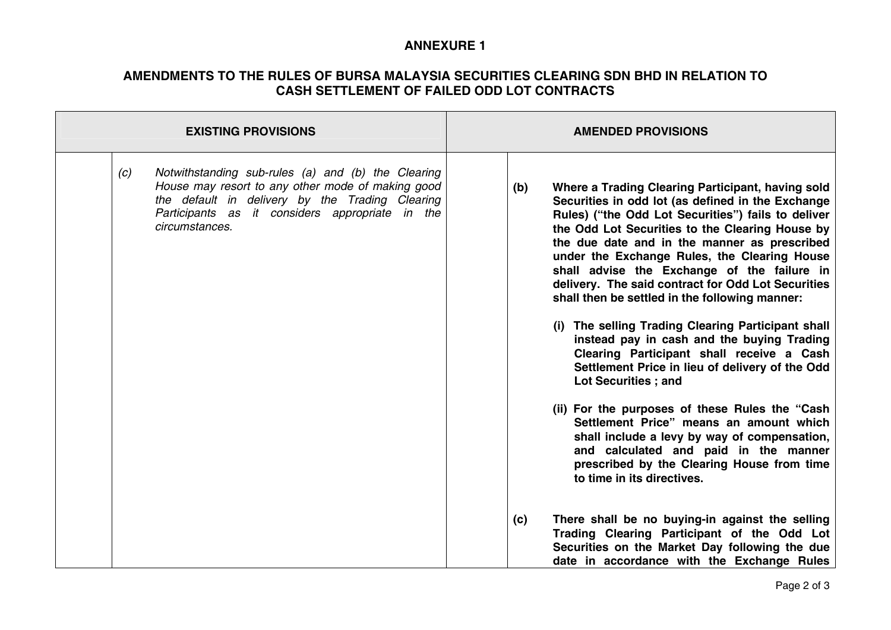**ANNEXURE 1**

**AMENDMENTS TO THE RULES OF BURSA MALAYSIA SECURITIES CLEARING SDN BHD IN RELATION TO CASH SETTLEMENT OF FAILED ODD LOT CONTRACTS**

| EXISTING PROVISIONS | | AMENDED PROVISIONS | |
|---|---|---|---|
| | *(c) Notwithstanding sub-rules (a) and (b) the Clearing House may resort to any other mode of making good the default in delivery by the Trading Clearing Participants as it considers appropriate in the circumstances.* | | **(b) Where a Trading Clearing Participant, having sold Securities in odd lot (as defined in the Exchange Rules) ("the Odd Lot Securities") fails to deliver the Odd Lot Securities to the Clearing House by the due date and in the manner as prescribed under the Exchange Rules, the Clearing House shall advise the Exchange of the failure in delivery. The said contract for Odd Lot Securities shall then be settled in the following manner:** <br><br> **(i) The selling Trading Clearing Participant shall instead pay in cash and the buying Trading Clearing Participant shall receive a Cash Settlement Price in lieu of delivery of the Odd Lot Securities ; and** <br><br> **(ii) For the purposes of these Rules the "Cash Settlement Price" means an amount which shall include a levy by way of compensation, and calculated and paid in the manner prescribed by the Clearing House from time to time in its directives.** <br><br> **(c) There shall be no buying-in against the selling Trading Clearing Participant of the Odd Lot Securities on the Market Day following the due date in accordance with the Exchange Rules** |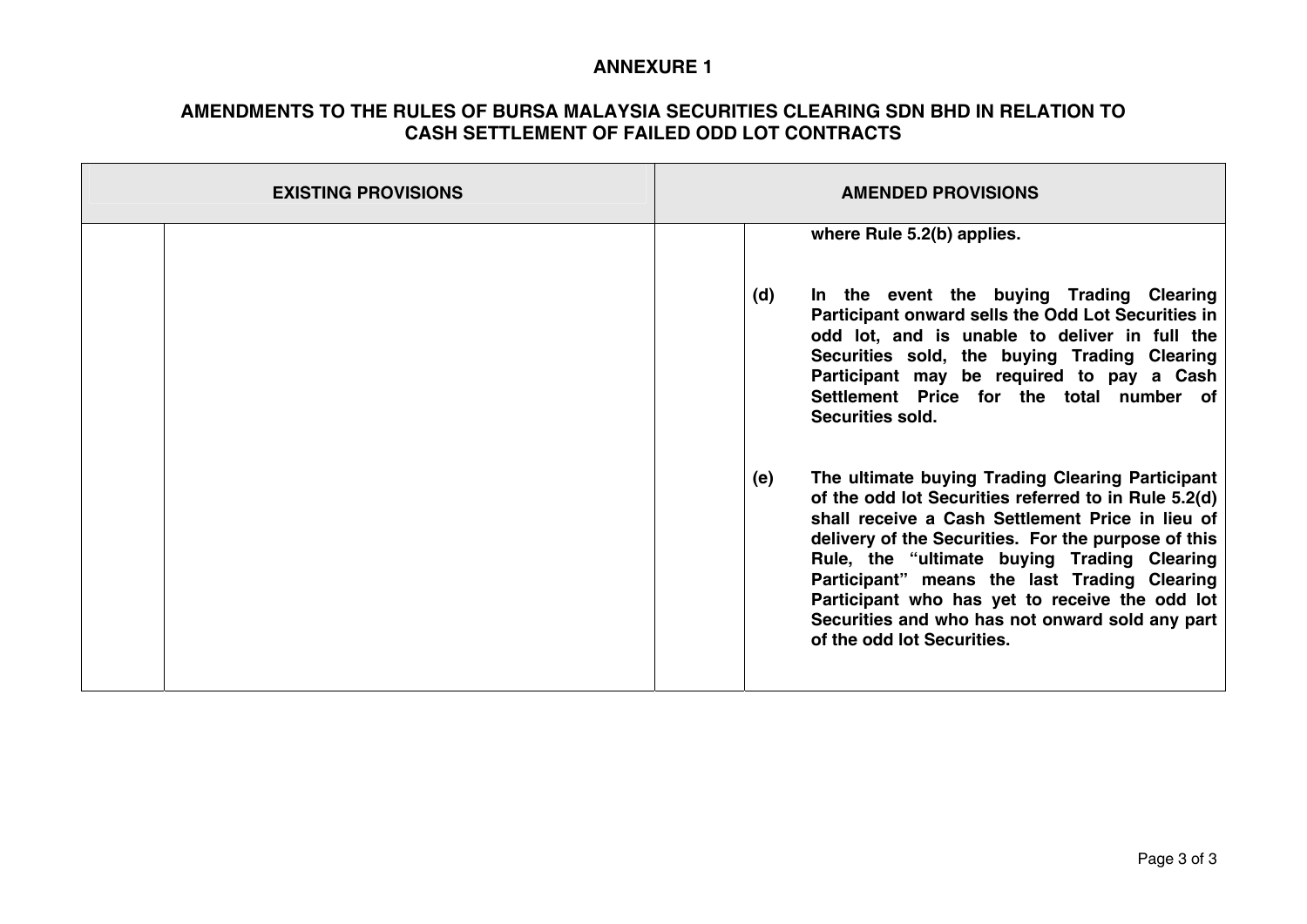## ANNEXURE 1

## AMENDMENTS TO THE RULES OF BURSA MALAYSIA SECURITIES CLEARING SDN BHD IN RELATION TO CASH SETTLEMENT OF FAILED ODD LOT CONTRACTS

| EXISTING PROVISIONS | | AMENDED PROVISIONS | |
|---|---|---|---|
| | | | **where Rule 5.2(b) applies.**<br><br>**(d) In the event the buying Trading Clearing Participant onward sells the Odd Lot Securities in odd lot, and is unable to deliver in full the Securities sold, the buying Trading Clearing Participant may be required to pay a Cash Settlement Price for the total number of Securities sold.**<br><br>**(e) The ultimate buying Trading Clearing Participant of the odd lot Securities referred to in Rule 5.2(d) shall receive a Cash Settlement Price in lieu of delivery of the Securities. For the purpose of this Rule, the "ultimate buying Trading Clearing Participant" means the last Trading Clearing Participant who has yet to receive the odd lot Securities and who has not onward sold any part of the odd lot Securities.** |